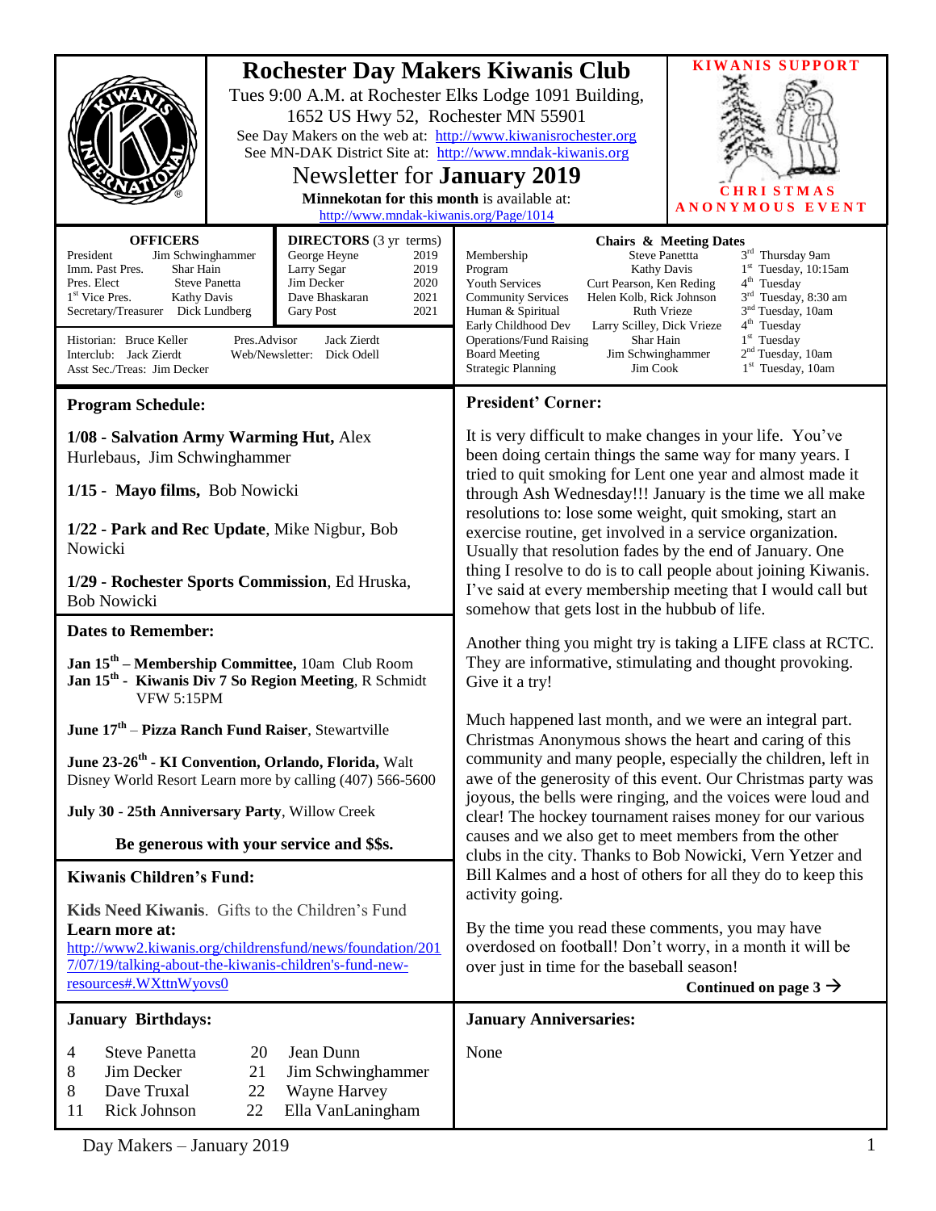# Rochester Day Makers Kiwanis Club

Tues 9:00 A.M. at Rochester Elks Lodge 1091 Building,
1652 US Hwy 52, Rochester MN 55901

See Day Makers on the web at: http://www.kiwanisrochester.org
See MN-DAK District Site at: http://www.mndak-kiwanis.org

## Newsletter for January 2019

**Minnekotan for this month** is available at: http://www.mndak-kiwanis.org/Page/1014

**KIWANIS SUPPORT**

**CHRISTMAS ANONYMOUS EVENT**

| OFFICERS | |
|---|---|
| President | Jim Schwinghammer |
| Imm. Past Pres. | Shar Hain |
| Pres. Elect | Steve Panetta |
| 1st Vice Pres. | Kathy Davis |
| Secretary/Treasurer | Dick Lundberg |

| DIRECTORS (3 yr terms) | |
|---|---|
| George Heyne | 2019 |
| Larry Segar | 2019 |
| Jim Decker | 2020 |
| Dave Bhaskaran | 2021 |
| Gary Post | 2021 |

Historian: Bruce Keller
Interclub: Jack Zierdt
Asst Sec./Treas: Jim Decker
Pres.Advisor: Jack Zierdt
Web/Newsletter: Dick Odell

| Chairs & Meeting Dates | | |
|---|---|---|
| Membership | Steve Panettta | 3rd Thursday 9am |
| Program | Kathy Davis | 1st Tuesday, 10:15am |
| Youth Services | Curt Pearson, Ken Reding | 4th Tuesday |
| Community Services | Helen Kolb, Rick Johnson | 3rd Tuesday, 8:30 am |
| Human & Spiritual | Ruth Vrieze | 3nd Tuesday, 10am |
| Early Childhood Dev | Larry Scilley, Dick Vrieze | 4th Tuesday |
| Operations/Fund Raising | Shar Hain | 1st Tuesday |
| Board Meeting | Jim Schwinghammer | 2nd Tuesday, 10am |
| Strategic Planning | Jim Cook | 1st Tuesday, 10am |

## Program Schedule:

**1/08 - Salvation Army Warming Hut,** Alex Hurlebaus, Jim Schwinghammer

**1/15 - Mayo films,** Bob Nowicki

**1/22 - Park and Rec Update**, Mike Nigbur, Bob Nowicki

**1/29 - Rochester Sports Commission**, Ed Hruska, Bob Nowicki

## Dates to Remember:

**Jan 15th – Membership Committee,** 10am Club Room
**Jan 15th - Kiwanis Div 7 So Region Meeting**, R Schmidt VFW 5:15PM

**June 17th – Pizza Ranch Fund Raiser**, Stewartville

**June 23-26th - KI Convention, Orlando, Florida,** Walt Disney World Resort Learn more by calling (407) 566-5600

**July 30 - 25th Anniversary Party**, Willow Creek

**Be generous with your service and $$s.**

## Kiwanis Children's Fund:

**Kids Need Kiwanis**. Gifts to the Children's Fund
**Learn more at:**
http://www2.kiwanis.org/childrensfund/news/foundation/2017/07/19/talking-about-the-kiwanis-children's-fund-new-resources#.WXttnWyovs0

## President' Corner:

It is very difficult to make changes in your life. You've been doing certain things the same way for many years. I tried to quit smoking for Lent one year and almost made it through Ash Wednesday!!! January is the time we all make resolutions to: lose some weight, quit smoking, start an exercise routine, get involved in a service organization. Usually that resolution fades by the end of January. One thing I resolve to do is to call people about joining Kiwanis. I've said at every membership meeting that I would call but somehow that gets lost in the hubbub of life.

Another thing you might try is taking a LIFE class at RCTC. They are informative, stimulating and thought provoking. Give it a try!

Much happened last month, and we were an integral part. Christmas Anonymous shows the heart and caring of this community and many people, especially the children, left in awe of the generosity of this event. Our Christmas party was joyous, the bells were ringing, and the voices were loud and clear! The hockey tournament raises money for our various causes and we also get to meet members from the other clubs in the city. Thanks to Bob Nowicki, Vern Yetzer and Bill Kalmes and a host of others for all they do to keep this activity going.

By the time you read these comments, you may have overdosed on football! Don't worry, in a month it will be over just in time for the baseball season!

**Continued on page 3 →**

## January Birthdays:

| | | | |
|---|---|---|---|
| 4 | Steve Panetta | 20 | Jean Dunn |
| 8 | Jim Decker | 21 | Jim Schwinghammer |
| 8 | Dave Truxal | 22 | Wayne Harvey |
| 11 | Rick Johnson | 22 | Ella VanLaningham |

## January Anniversaries:

None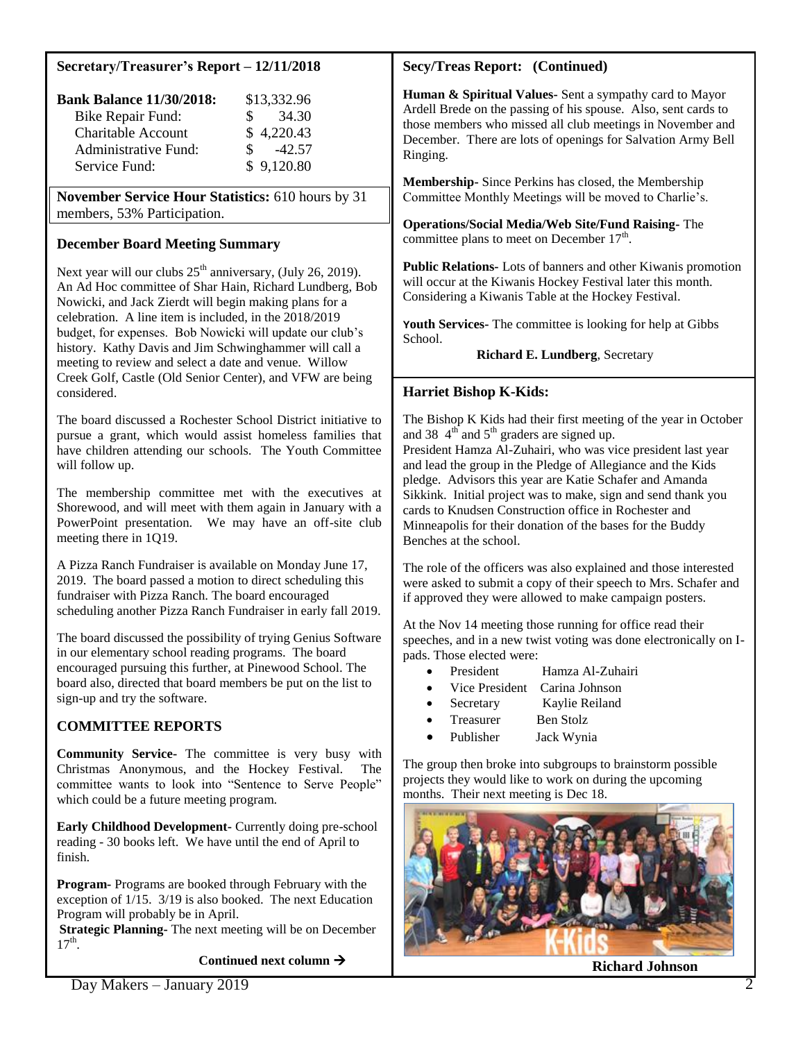## Secretary/Treasurer's Report – 12/11/2018

| | |
|---|---|
| **Bank Balance 11/30/2018:** | $13,332.96 |
| Bike Repair Fund: | $ 34.30 |
| Charitable Account | $ 4,220.43 |
| Administrative Fund: | $ -42.57 |
| Service Fund: | $ 9,120.80 |

**November Service Hour Statistics:** 610 hours by 31 members, 53% Participation.

### December Board Meeting Summary

Next year will our clubs 25th anniversary, (July 26, 2019). An Ad Hoc committee of Shar Hain, Richard Lundberg, Bob Nowicki, and Jack Zierdt will begin making plans for a celebration. A line item is included, in the 2018/2019 budget, for expenses. Bob Nowicki will update our club's history. Kathy Davis and Jim Schwinghammer will call a meeting to review and select a date and venue. Willow Creek Golf, Castle (Old Senior Center), and VFW are being considered.

The board discussed a Rochester School District initiative to pursue a grant, which would assist homeless families that have children attending our schools. The Youth Committee will follow up.

The membership committee met with the executives at Shorewood, and will meet with them again in January with a PowerPoint presentation. We may have an off-site club meeting there in 1Q19.

A Pizza Ranch Fundraiser is available on Monday June 17, 2019. The board passed a motion to direct scheduling this fundraiser with Pizza Ranch. The board encouraged scheduling another Pizza Ranch Fundraiser in early fall 2019.

The board discussed the possibility of trying Genius Software in our elementary school reading programs. The board encouraged pursuing this further, at Pinewood School. The board also, directed that board members be put on the list to sign-up and try the software.

### COMMITTEE REPORTS

**Community Service**- The committee is very busy with Christmas Anonymous, and the Hockey Festival. The committee wants to look into "Sentence to Serve People" which could be a future meeting program.

**Early Childhood Development**- Currently doing pre-school reading - 30 books left. We have until the end of April to finish.

**Program**- Programs are booked through February with the exception of 1/15. 3/19 is also booked. The next Education Program will probably be in April.

**Strategic Planning**- The next meeting will be on December 17th.

**Continued next column →**

## Secy/Treas Report: (Continued)

**Human & Spiritual Values**- Sent a sympathy card to Mayor Ardell Brede on the passing of his spouse. Also, sent cards to those members who missed all club meetings in November and December. There are lots of openings for Salvation Army Bell Ringing.

**Membership**- Since Perkins has closed, the Membership Committee Monthly Meetings will be moved to Charlie's.

**Operations/Social Media/Web Site/Fund Raising**- The committee plans to meet on December 17th.

**Public Relations**- Lots of banners and other Kiwanis promotion will occur at the Kiwanis Hockey Festival later this month. Considering a Kiwanis Table at the Hockey Festival.

**Youth Services**- The committee is looking for help at Gibbs School.

**Richard E. Lundberg**, Secretary

## Harriet Bishop K-Kids:

The Bishop K Kids had their first meeting of the year in October and 38 4th and 5th graders are signed up.
President Hamza Al-Zuhairi, who was vice president last year and lead the group in the Pledge of Allegiance and the Kids pledge. Advisors this year are Katie Schafer and Amanda Sikkink. Initial project was to make, sign and send thank you cards to Knudsen Construction office in Rochester and Minneapolis for their donation of the bases for the Buddy Benches at the school.

The role of the officers was also explained and those interested were asked to submit a copy of their speech to Mrs. Schafer and if approved they were allowed to make campaign posters.

At the Nov 14 meeting those running for office read their speeches, and in a new twist voting was done electronically on I-pads. Those elected were:

- President Hamza Al-Zuhairi
- Vice President Carina Johnson
- Secretary Kaylie Reiland
- Treasurer Ben Stolz
- Publisher Jack Wynia

The group then broke into subgroups to brainstorm possible projects they would like to work on during the upcoming months. Their next meeting is Dec 18.

**Richard Johnson**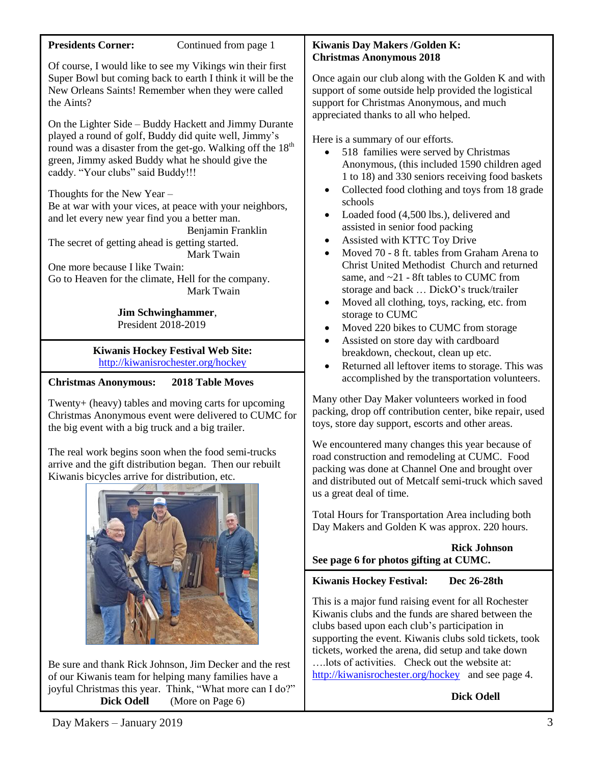**Presidents Corner:** Continued from page 1

Of course, I would like to see my Vikings win their first Super Bowl but coming back to earth I think it will be the New Orleans Saints! Remember when they were called the Aints?

On the Lighter Side – Buddy Hackett and Jimmy Durante played a round of golf, Buddy did quite well, Jimmy's round was a disaster from the get-go. Walking off the 18th green, Jimmy asked Buddy what he should give the caddy. "Your clubs" said Buddy!!!

Thoughts for the New Year –
Be at war with your vices, at peace with your neighbors, and let every new year find you a better man.
Benjamin Franklin

The secret of getting ahead is getting started.
Mark Twain

One more because I like Twain:
Go to Heaven for the climate, Hell for the company.
Mark Twain

**Jim Schwinghammer**,
President 2018-2019

**Kiwanis Hockey Festival Web Site:**
http://kiwanisrochester.org/hockey

**Christmas Anonymous: 2018 Table Moves**

Twenty+ (heavy) tables and moving carts for upcoming Christmas Anonymous event were delivered to CUMC for the big event with a big truck and a big trailer.

The real work begins soon when the food semi-trucks arrive and the gift distribution began. Then our rebuilt Kiwanis bicycles arrive for distribution, etc.

Be sure and thank Rick Johnson, Jim Decker and the rest of our Kiwanis team for helping many families have a joyful Christmas this year. Think, "What more can I do?"
**Dick Odell** (More on Page 6)

**Kiwanis Day Makers /Golden K: Christmas Anonymous 2018**

Once again our club along with the Golden K and with support of some outside help provided the logistical support for Christmas Anonymous, and much appreciated thanks to all who helped.

Here is a summary of our efforts.

- 518 families were served by Christmas Anonymous, (this included 1590 children aged 1 to 18) and 330 seniors receiving food baskets
- Collected food clothing and toys from 18 grade schools
- Loaded food (4,500 lbs.), delivered and assisted in senior food packing
- Assisted with KTTC Toy Drive
- Moved 70 - 8 ft. tables from Graham Arena to Christ United Methodist Church and returned same, and ~21 - 8ft tables to CUMC from storage and back … DickO's truck/trailer
- Moved all clothing, toys, racking, etc. from storage to CUMC
- Moved 220 bikes to CUMC from storage
- Assisted on store day with cardboard breakdown, checkout, clean up etc.
- Returned all leftover items to storage. This was accomplished by the transportation volunteers.

Many other Day Maker volunteers worked in food packing, drop off contribution center, bike repair, used toys, store day support, escorts and other areas.

We encountered many changes this year because of road construction and remodeling at CUMC. Food packing was done at Channel One and brought over and distributed out of Metcalf semi-truck which saved us a great deal of time.

Total Hours for Transportation Area including both Day Makers and Golden K was approx. 220 hours.

**Rick Johnson**

**See page 6 for photos gifting at CUMC.**

**Kiwanis Hockey Festival: Dec 26-28th**

This is a major fund raising event for all Rochester Kiwanis clubs and the funds are shared between the clubs based upon each club's participation in supporting the event. Kiwanis clubs sold tickets, took tickets, worked the arena, did setup and take down ….lots of activities. Check out the website at: http://kiwanisrochester.org/hockey and see page 4.

**Dick Odell**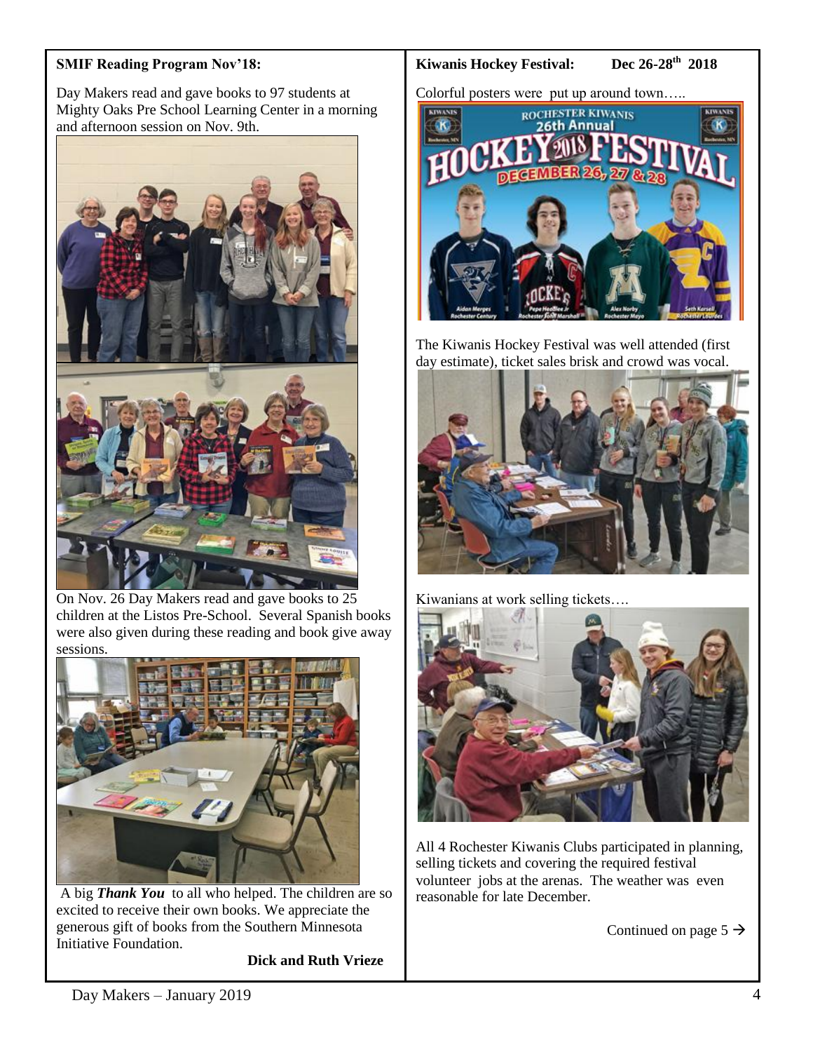**SMIF Reading Program Nov'18:**

Day Makers read and gave books to 97 students at Mighty Oaks Pre School Learning Center in a morning and afternoon session on Nov. 9th.

On Nov. 26 Day Makers read and gave books to 25 children at the Listos Pre-School. Several Spanish books were also given during these reading and book give away sessions.

A big ***Thank You*** to all who helped. The children are so excited to receive their own books. We appreciate the generous gift of books from the Southern Minnesota Initiative Foundation.

**Dick and Ruth Vrieze**

**Kiwanis Hockey Festival: Dec 26-28th 2018**

Colorful posters were put up around town…..

The Kiwanis Hockey Festival was well attended (first day estimate), ticket sales brisk and crowd was vocal.

Kiwanians at work selling tickets….

All 4 Rochester Kiwanis Clubs participated in planning, selling tickets and covering the required festival volunteer jobs at the arenas. The weather was even reasonable for late December.

Continued on page 5 →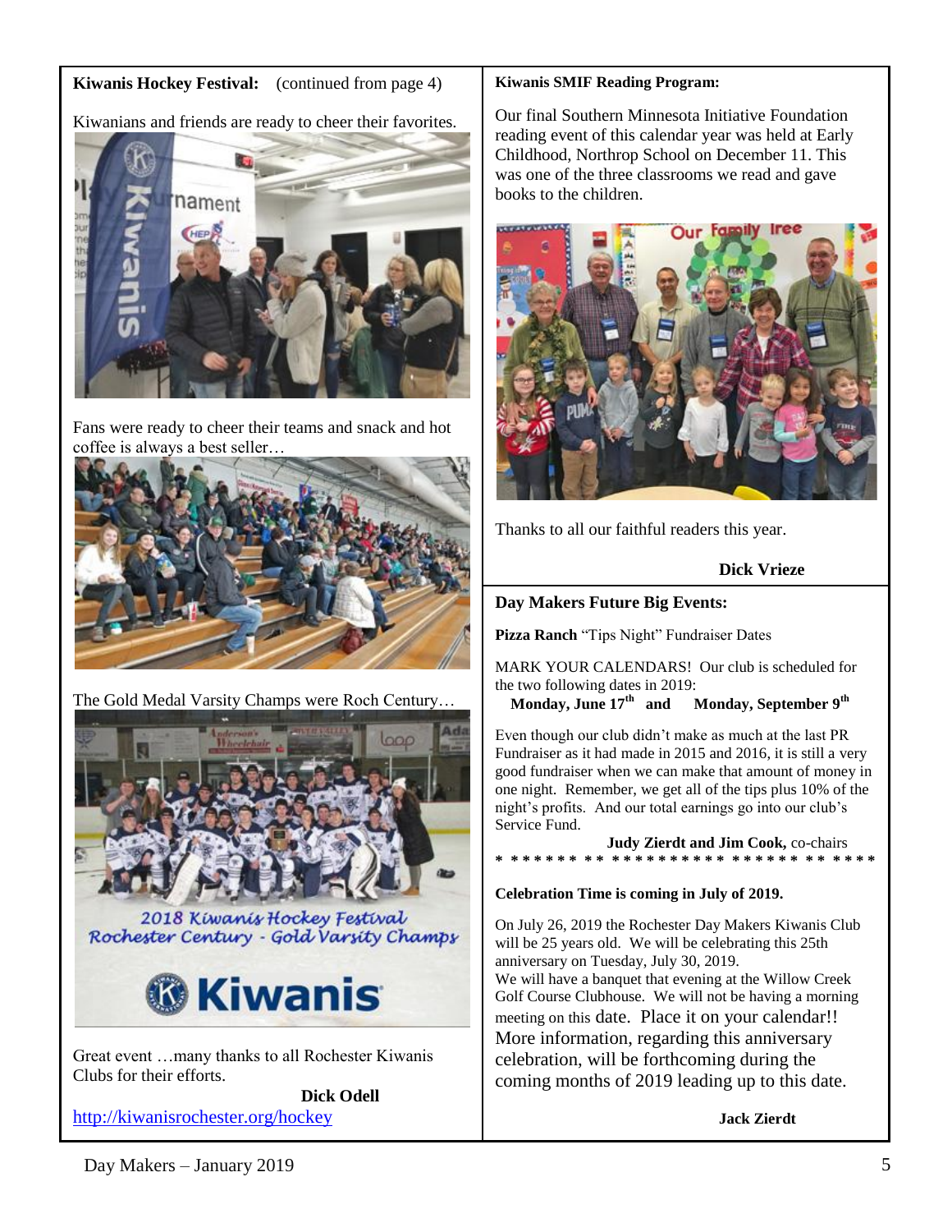**Kiwanis Hockey Festival:** (continued from page 4)

Kiwanians and friends are ready to cheer their favorites.

Fans were ready to cheer their teams and snack and hot coffee is always a best seller…

The Gold Medal Varsity Champs were Roch Century…

Great event …many thanks to all Rochester Kiwanis Clubs for their efforts.

**Dick Odell**

http://kiwanisrochester.org/hockey

**Kiwanis SMIF Reading Program:**

Our final Southern Minnesota Initiative Foundation reading event of this calendar year was held at Early Childhood, Northrop School on December 11. This was one of the three classrooms we read and gave books to the children.

Thanks to all our faithful readers this year.

**Dick Vrieze**

**Day Makers Future Big Events:**

**Pizza Ranch** "Tips Night" Fundraiser Dates

MARK YOUR CALENDARS! Our club is scheduled for the two following dates in 2019:

**Monday, June 17th and Monday, September 9th**

Even though our club didn't make as much at the last PR Fundraiser as it had made in 2015 and 2016, it is still a very good fundraiser when we can make that amount of money in one night. Remember, we get all of the tips plus 10% of the night's profits. And our total earnings go into our club's Service Fund.

**Judy Zierdt and Jim Cook,** co-chairs

* * * * * * * * * * * * * * * * * * * * * * * * * * *

**Celebration Time is coming in July of 2019.**

On July 26, 2019 the Rochester Day Makers Kiwanis Club will be 25 years old. We will be celebrating this 25th anniversary on Tuesday, July 30, 2019.
We will have a banquet that evening at the Willow Creek Golf Course Clubhouse. We will not be having a morning meeting on this date. Place it on your calendar!! More information, regarding this anniversary celebration, will be forthcoming during the coming months of 2019 leading up to this date.

**Jack Zierdt**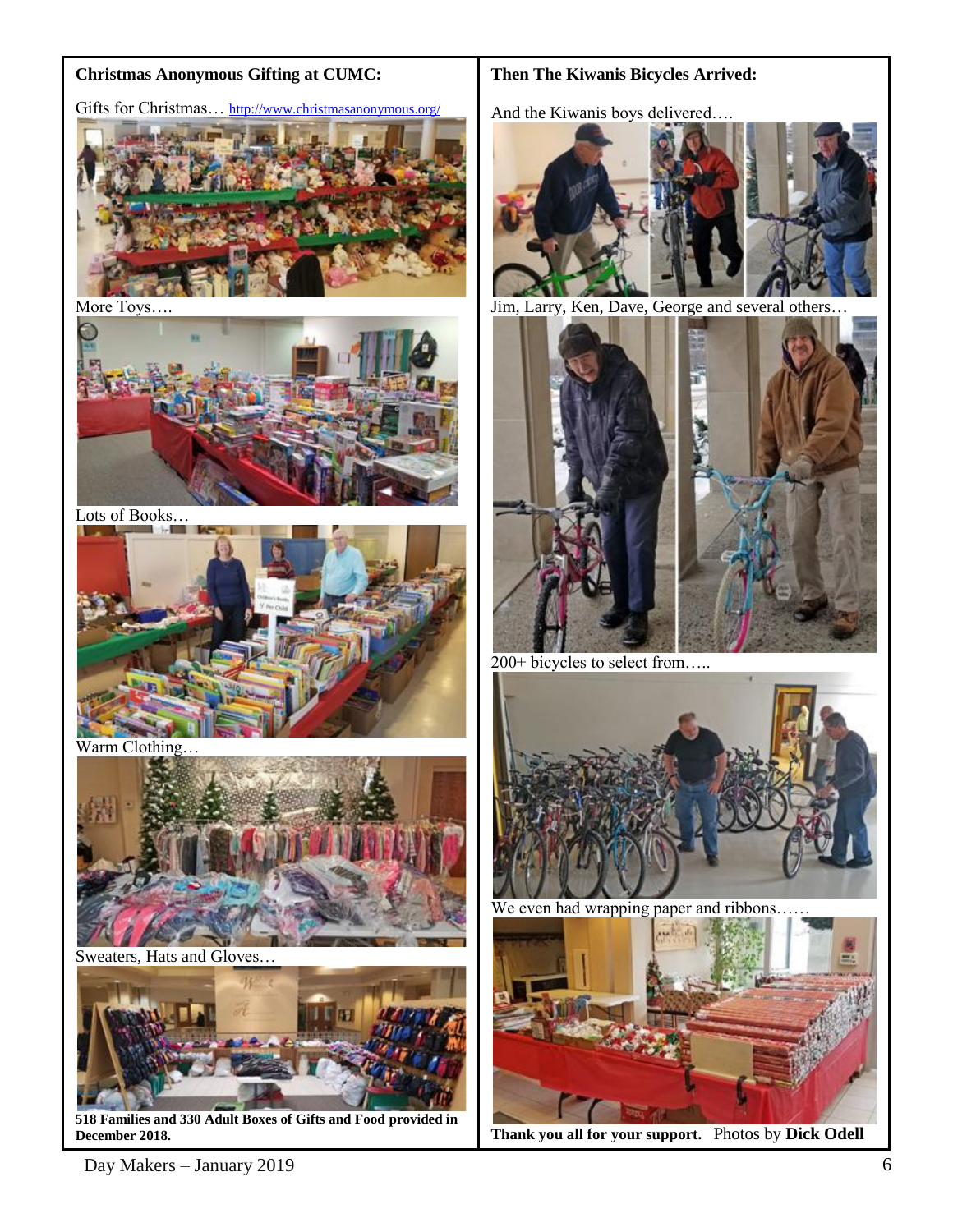**Christmas Anonymous Gifting at CUMC:**

Gifts for Christmas… http://www.christmasanonymous.org/

More Toys….

Lots of Books…

Warm Clothing…

Sweaters, Hats and Gloves…

**518 Families and 330 Adult Boxes of Gifts and Food provided in December 2018.**

**Then The Kiwanis Bicycles Arrived:**

And the Kiwanis boys delivered….

Jim, Larry, Ken, Dave, George and several others…

200+ bicycles to select from…..

We even had wrapping paper and ribbons……

**Thank you all for your support.** Photos by **Dick Odell**